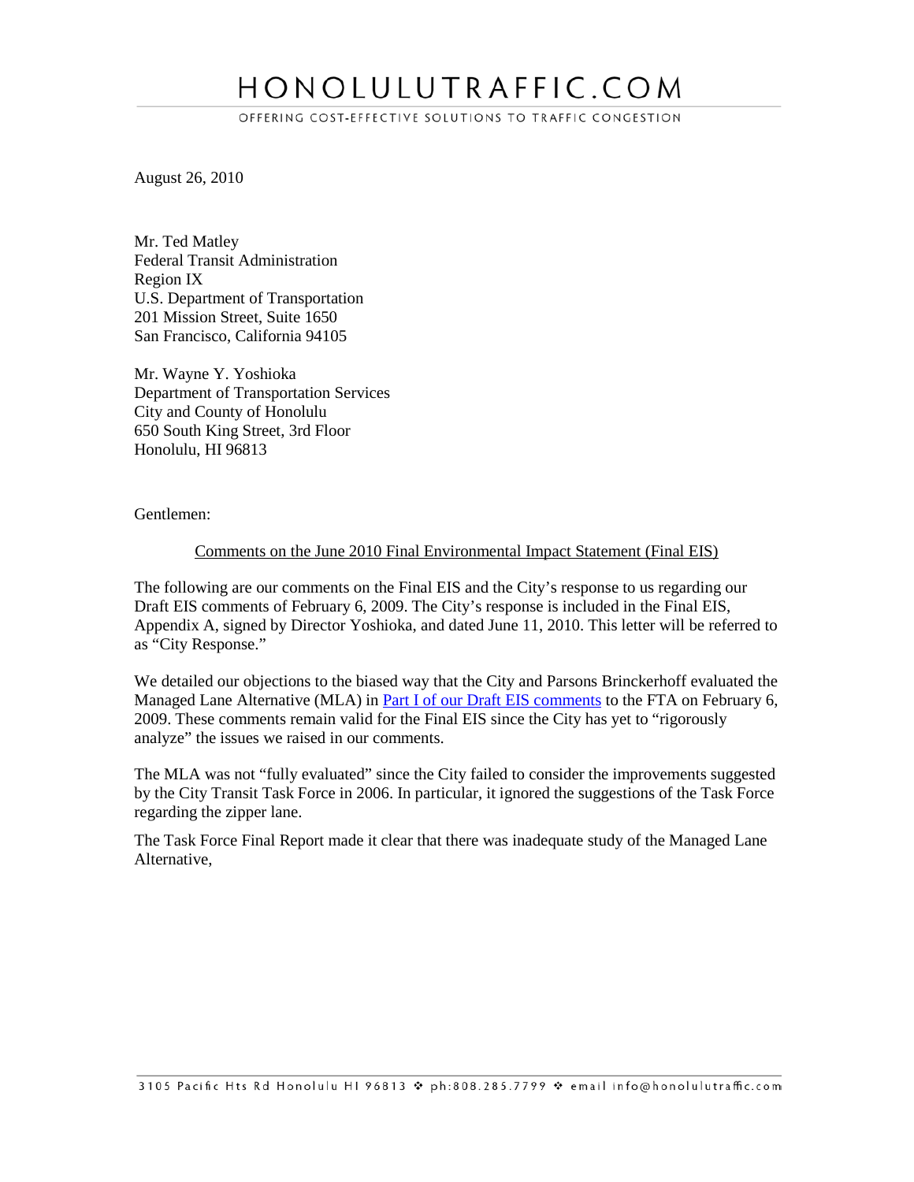# HONOLULUTRAFFIC.COM

OFFERING COST-EFFECTIVE SOLUTIONS TO TRAFFIC CONGESTION

August 26, 2010

Mr. Ted Matley
Federal Transit Administration
Region IX
U.S. Department of Transportation
201 Mission Street, Suite 1650
San Francisco, California 94105

Mr. Wayne Y. Yoshioka
Department of Transportation Services
City and County of Honolulu
650 South King Street, 3rd Floor
Honolulu, HI 96813

Gentlemen:

<u>Comments on the June 2010 Final Environmental Impact Statement (Final EIS)</u>

The following are our comments on the Final EIS and the City's response to us regarding our Draft EIS comments of February 6, 2009. The City's response is included in the Final EIS, Appendix A, signed by Director Yoshioka, and dated June 11, 2010. This letter will be referred to as "City Response."

We detailed our objections to the biased way that the City and Parsons Brinckerhoff evaluated the Managed Lane Alternative (MLA) in Part I of our Draft EIS comments to the FTA on February 6, 2009. These comments remain valid for the Final EIS since the City has yet to "rigorously analyze" the issues we raised in our comments.

The MLA was not "fully evaluated" since the City failed to consider the improvements suggested by the City Transit Task Force in 2006. In particular, it ignored the suggestions of the Task Force regarding the zipper lane.

The Task Force Final Report made it clear that there was inadequate study of the Managed Lane Alternative,

3105 Pacific Hts Rd Honolulu HI 96813 ❖ ph:808.285.7799 ❖ email info@honolulutraffic.com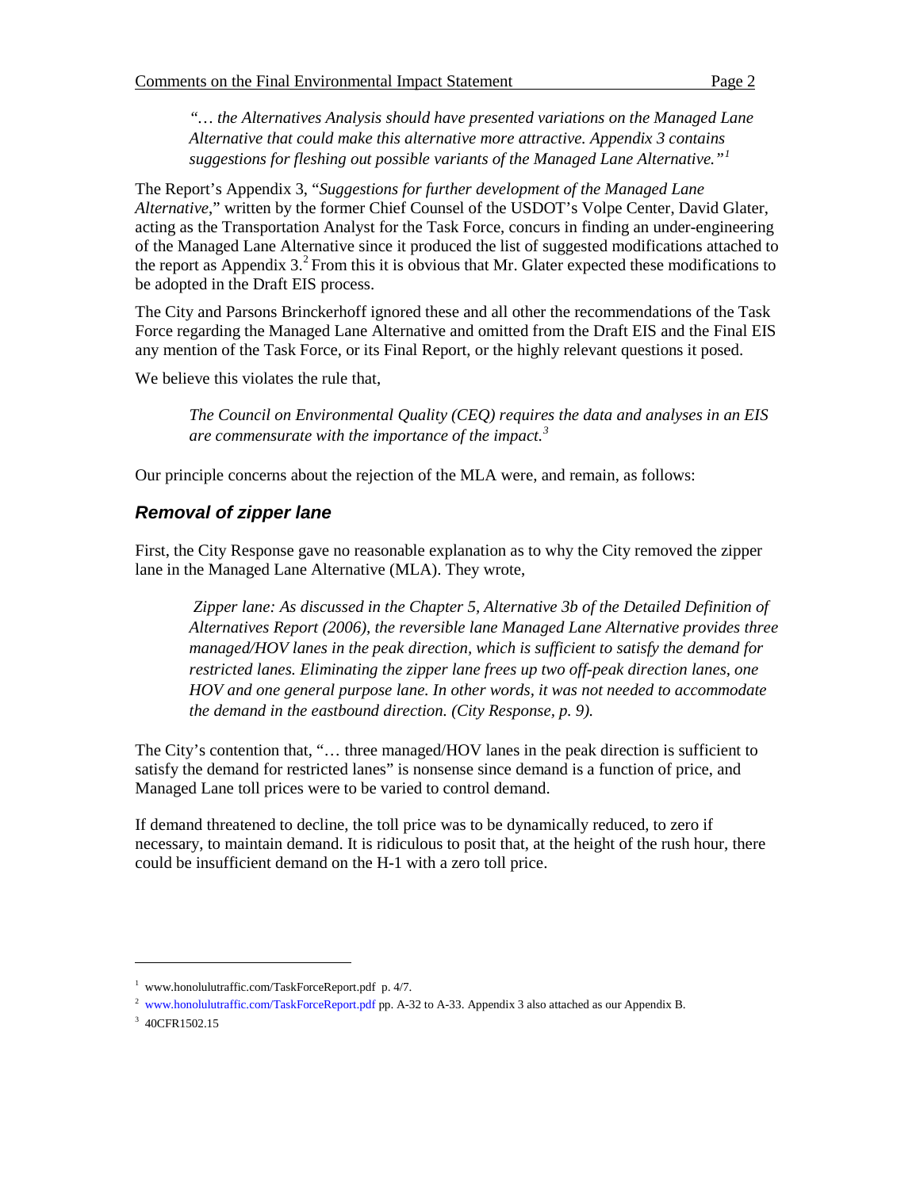*"… the Alternatives Analysis should have presented variations on the Managed Lane Alternative that could make this alternative more attractive. Appendix 3 contains suggestions for fleshing out possible variants of the Managed Lane Alternative."*[1]

The Report's Appendix 3, "*Suggestions for further development of the Managed Lane Alternative*," written by the former Chief Counsel of the USDOT's Volpe Center, David Glater, acting as the Transportation Analyst for the Task Force, concurs in finding an under-engineering of the Managed Lane Alternative since it produced the list of suggested modifications attached to the report as Appendix 3.[2] From this it is obvious that Mr. Glater expected these modifications to be adopted in the Draft EIS process.

The City and Parsons Brinckerhoff ignored these and all other the recommendations of the Task Force regarding the Managed Lane Alternative and omitted from the Draft EIS and the Final EIS any mention of the Task Force, or its Final Report, or the highly relevant questions it posed.

We believe this violates the rule that,

> *The Council on Environmental Quality (CEQ) requires the data and analyses in an EIS are commensurate with the importance of the impact.*[3]

Our principle concerns about the rejection of the MLA were, and remain, as follows:

## *Removal of zipper lane*

First, the City Response gave no reasonable explanation as to why the City removed the zipper lane in the Managed Lane Alternative (MLA). They wrote,

> *Zipper lane: As discussed in the Chapter 5, Alternative 3b of the Detailed Definition of Alternatives Report (2006), the reversible lane Managed Lane Alternative provides three managed/HOV lanes in the peak direction, which is sufficient to satisfy the demand for restricted lanes. Eliminating the zipper lane frees up two off-peak direction lanes, one HOV and one general purpose lane. In other words, it was not needed to accommodate the demand in the eastbound direction. (City Response, p. 9).*

The City's contention that, "… three managed/HOV lanes in the peak direction is sufficient to satisfy the demand for restricted lanes" is nonsense since demand is a function of price, and Managed Lane toll prices were to be varied to control demand.

If demand threatened to decline, the toll price was to be dynamically reduced, to zero if necessary, to maintain demand. It is ridiculous to posit that, at the height of the rush hour, there could be insufficient demand on the H-1 with a zero toll price.

---

[1] www.honolulutraffic.com/TaskForceReport.pdf p. 4/7.

[2] www.honolulutraffic.com/TaskForceReport.pdf pp. A-32 to A-33. Appendix 3 also attached as our Appendix B.

[3] 40CFR1502.15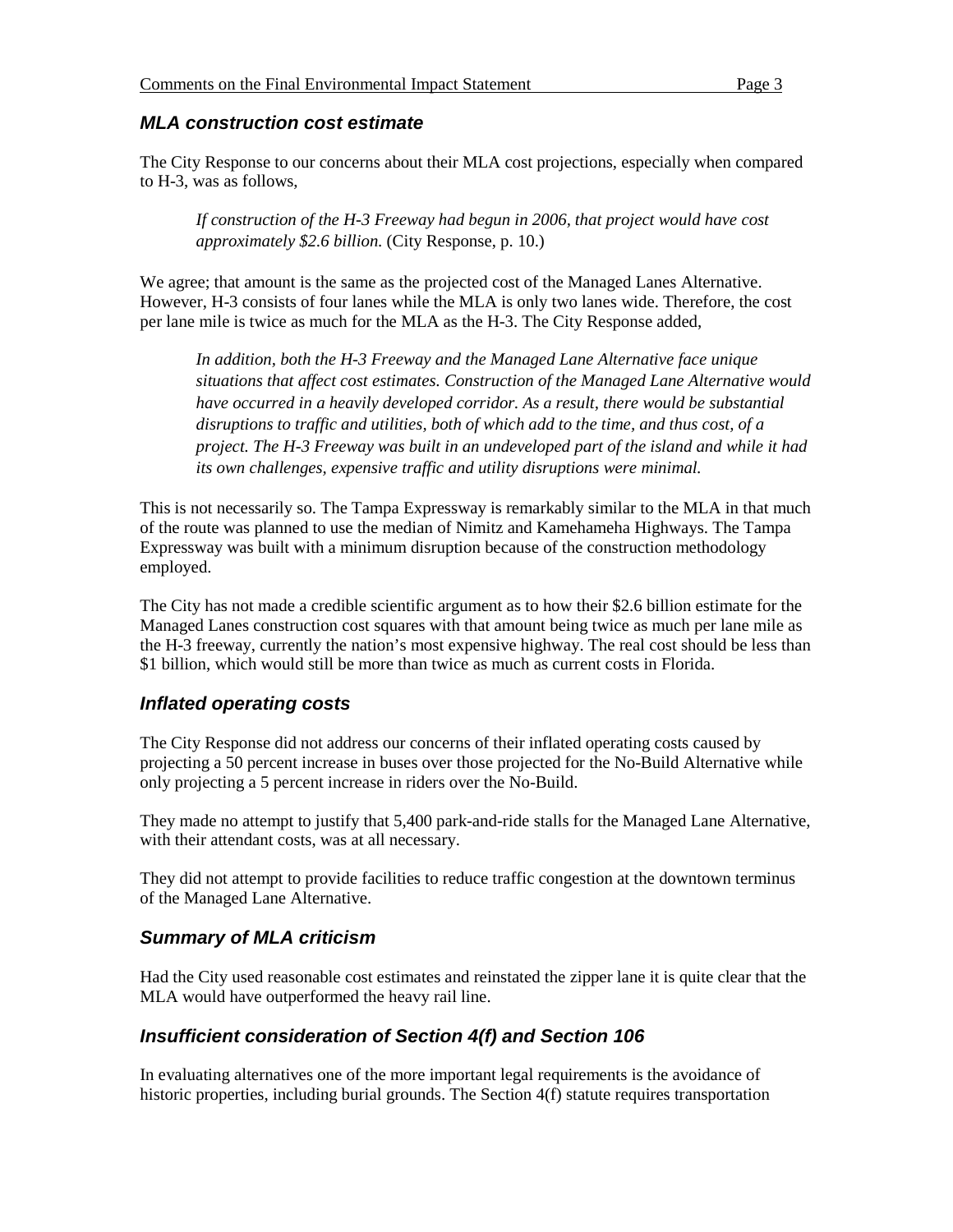### *MLA construction cost estimate*

The City Response to our concerns about their MLA cost projections, especially when compared to H-3, was as follows,

> *If construction of the H-3 Freeway had begun in 2006, that project would have cost approximately $2.6 billion.* (City Response, p. 10.)

We agree; that amount is the same as the projected cost of the Managed Lanes Alternative. However, H-3 consists of four lanes while the MLA is only two lanes wide. Therefore, the cost per lane mile is twice as much for the MLA as the H-3. The City Response added,

> *In addition, both the H-3 Freeway and the Managed Lane Alternative face unique situations that affect cost estimates. Construction of the Managed Lane Alternative would have occurred in a heavily developed corridor. As a result, there would be substantial disruptions to traffic and utilities, both of which add to the time, and thus cost, of a project. The H-3 Freeway was built in an undeveloped part of the island and while it had its own challenges, expensive traffic and utility disruptions were minimal.*

This is not necessarily so. The Tampa Expressway is remarkably similar to the MLA in that much of the route was planned to use the median of Nimitz and Kamehameha Highways. The Tampa Expressway was built with a minimum disruption because of the construction methodology employed.

The City has not made a credible scientific argument as to how their $2.6 billion estimate for the Managed Lanes construction cost squares with that amount being twice as much per lane mile as the H-3 freeway, currently the nation's most expensive highway. The real cost should be less than $1 billion, which would still be more than twice as much as current costs in Florida.

### *Inflated operating costs*

The City Response did not address our concerns of their inflated operating costs caused by projecting a 50 percent increase in buses over those projected for the No-Build Alternative while only projecting a 5 percent increase in riders over the No-Build.

They made no attempt to justify that 5,400 park-and-ride stalls for the Managed Lane Alternative, with their attendant costs, was at all necessary.

They did not attempt to provide facilities to reduce traffic congestion at the downtown terminus of the Managed Lane Alternative.

### *Summary of MLA criticism*

Had the City used reasonable cost estimates and reinstated the zipper lane it is quite clear that the MLA would have outperformed the heavy rail line.

### *Insufficient consideration of Section 4(f) and Section 106*

In evaluating alternatives one of the more important legal requirements is the avoidance of historic properties, including burial grounds. The Section 4(f) statute requires transportation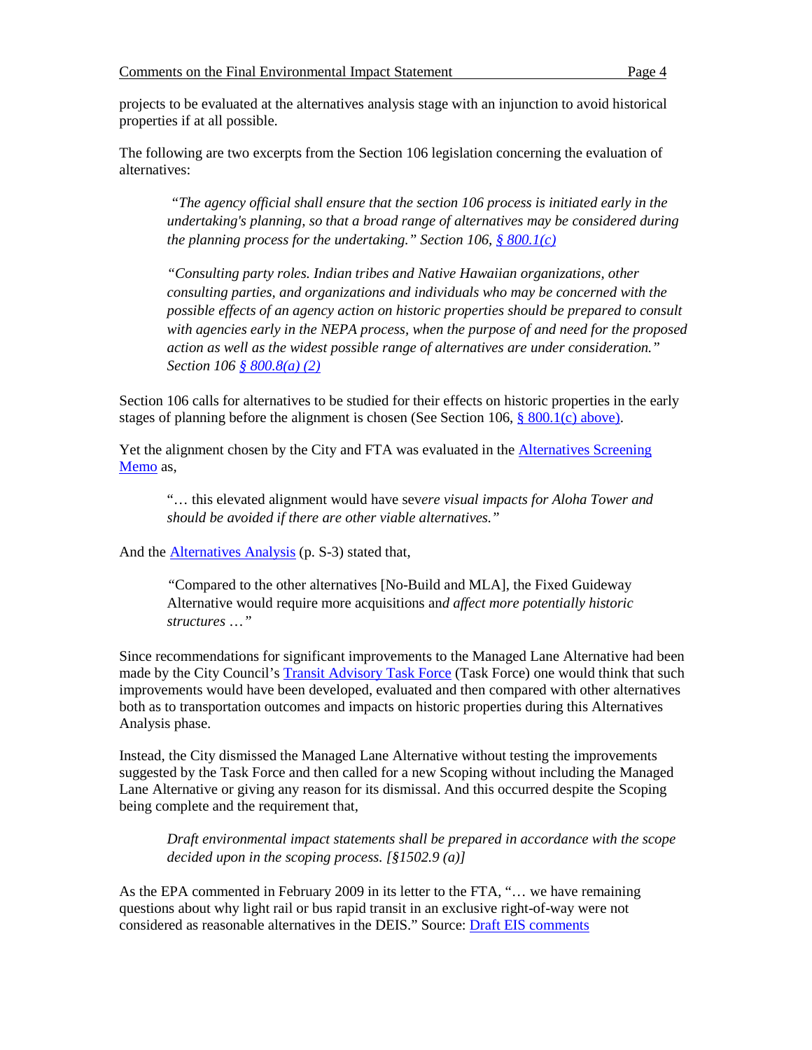projects to be evaluated at the alternatives analysis stage with an injunction to avoid historical properties if at all possible.

The following are two excerpts from the Section 106 legislation concerning the evaluation of alternatives:

> *"The agency official shall ensure that the section 106 process is initiated early in the undertaking's planning, so that a broad range of alternatives may be considered during the planning process for the undertaking." Section 106, [§ 800.1(c)]*
>
> *"Consulting party roles. Indian tribes and Native Hawaiian organizations, other consulting parties, and organizations and individuals who may be concerned with the possible effects of an agency action on historic properties should be prepared to consult with agencies early in the NEPA process, when the purpose of and need for the proposed action as well as the widest possible range of alternatives are under consideration." Section 106 [§ 800.8(a) (2)]*

Section 106 calls for alternatives to be studied for their effects on historic properties in the early stages of planning before the alignment is chosen (See Section 106, § 800.1(c) above).

Yet the alignment chosen by the City and FTA was evaluated in the Alternatives Screening Memo as,

> "… this elevated alignment would have sev*ere visual impacts for Aloha Tower and should be avoided if there are other viable alternatives."*

And the Alternatives Analysis (p. S-3) stated that,

> *"*Compared to the other alternatives [No-Build and MLA], the Fixed Guideway Alternative would require more acquisitions an*d affect more potentially historic structures …"*

Since recommendations for significant improvements to the Managed Lane Alternative had been made by the City Council's Transit Advisory Task Force (Task Force) one would think that such improvements would have been developed, evaluated and then compared with other alternatives both as to transportation outcomes and impacts on historic properties during this Alternatives Analysis phase.

Instead, the City dismissed the Managed Lane Alternative without testing the improvements suggested by the Task Force and then called for a new Scoping without including the Managed Lane Alternative or giving any reason for its dismissal. And this occurred despite the Scoping being complete and the requirement that,

> *Draft environmental impact statements shall be prepared in accordance with the scope decided upon in the scoping process. [§1502.9 (a)]*

As the EPA commented in February 2009 in its letter to the FTA, "… we have remaining questions about why light rail or bus rapid transit in an exclusive right-of-way were not considered as reasonable alternatives in the DEIS." Source: Draft EIS comments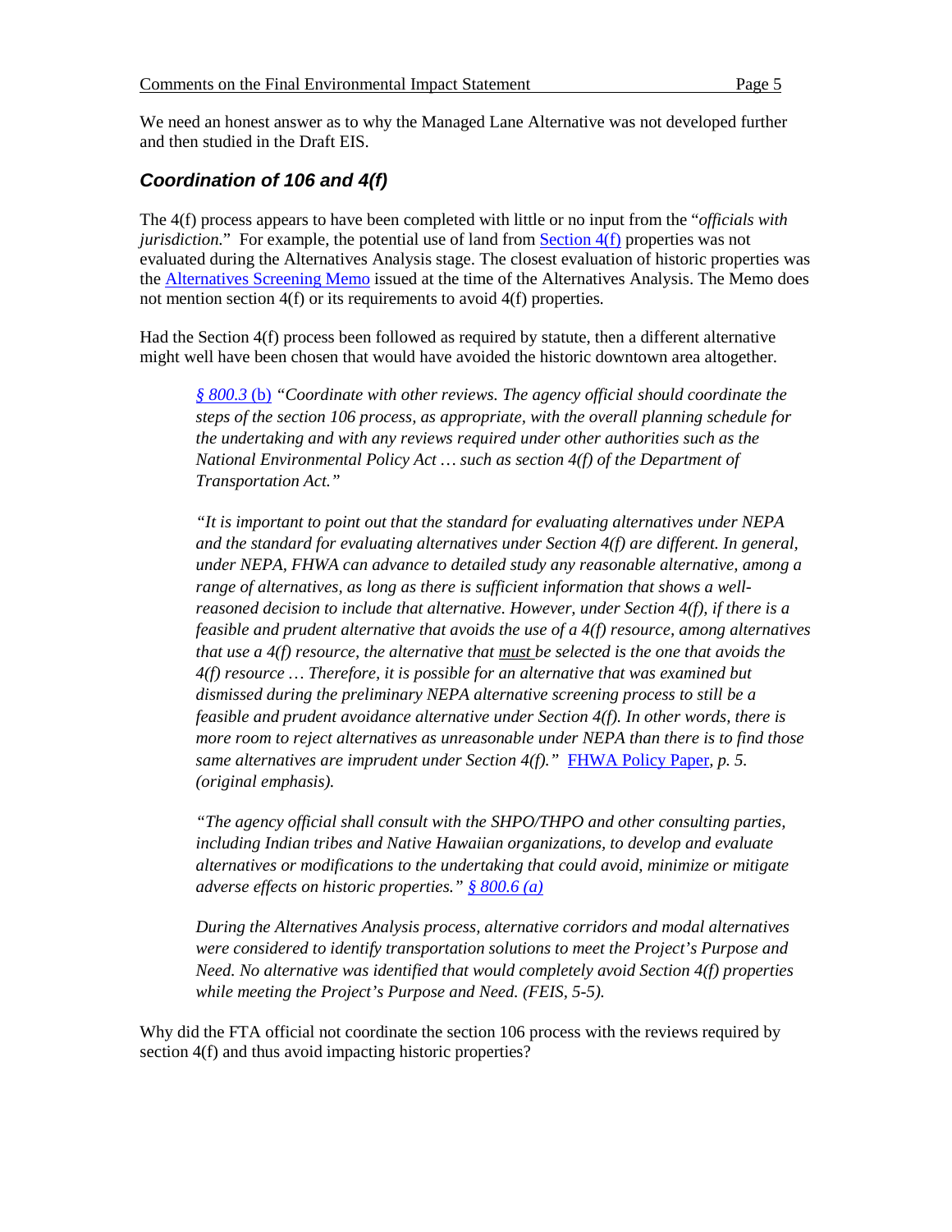We need an honest answer as to why the Managed Lane Alternative was not developed further and then studied in the Draft EIS.

## *Coordination of 106 and 4(f)*

The 4(f) process appears to have been completed with little or no input from the "*officials with jurisdiction.*" For example, the potential use of land from Section 4(f) properties was not evaluated during the Alternatives Analysis stage. The closest evaluation of historic properties was the Alternatives Screening Memo issued at the time of the Alternatives Analysis. The Memo does not mention section 4(f) or its requirements to avoid 4(f) properties.

Had the Section 4(f) process been followed as required by statute, then a different alternative might well have been chosen that would have avoided the historic downtown area altogether.

> *§ 800.3* (b) *"Coordinate with other reviews. The agency official should coordinate the steps of the section 106 process, as appropriate, with the overall planning schedule for the undertaking and with any reviews required under other authorities such as the National Environmental Policy Act … such as section 4(f) of the Department of Transportation Act."*
>
> *"It is important to point out that the standard for evaluating alternatives under NEPA and the standard for evaluating alternatives under Section 4(f) are different. In general, under NEPA, FHWA can advance to detailed study any reasonable alternative, among a range of alternatives, as long as there is sufficient information that shows a well-reasoned decision to include that alternative. However, under Section 4(f), if there is a feasible and prudent alternative that avoids the use of a 4(f) resource, among alternatives that use a 4(f) resource, the alternative that* ***must*** *be selected is the one that avoids the 4(f) resource … Therefore, it is possible for an alternative that was examined but dismissed during the preliminary NEPA alternative screening process to still be a feasible and prudent avoidance alternative under Section 4(f). In other words, there is more room to reject alternatives as unreasonable under NEPA than there is to find those same alternatives are imprudent under Section 4(f)."* FHWA Policy Paper*, p. 5. (original emphasis).*
>
> *"The agency official shall consult with the SHPO/THPO and other consulting parties, including Indian tribes and Native Hawaiian organizations, to develop and evaluate alternatives or modifications to the undertaking that could avoid, minimize or mitigate adverse effects on historic properties." § 800.6 (a)*
>
> *During the Alternatives Analysis process, alternative corridors and modal alternatives were considered to identify transportation solutions to meet the Project's Purpose and Need. No alternative was identified that would completely avoid Section 4(f) properties while meeting the Project's Purpose and Need. (FEIS, 5-5).*

Why did the FTA official not coordinate the section 106 process with the reviews required by section 4(f) and thus avoid impacting historic properties?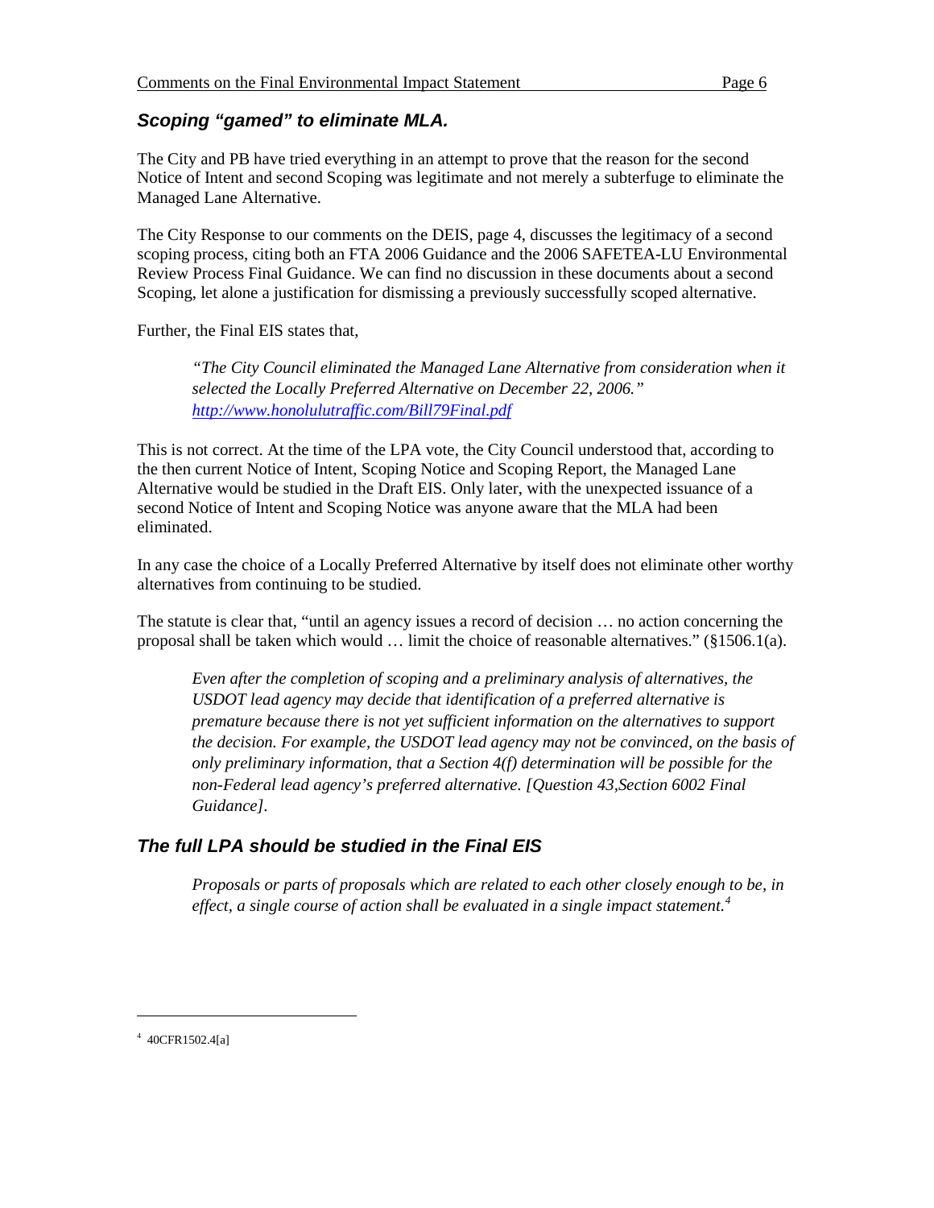## *Scoping "gamed" to eliminate MLA.*

The City and PB have tried everything in an attempt to prove that the reason for the second Notice of Intent and second Scoping was legitimate and not merely a subterfuge to eliminate the Managed Lane Alternative.

The City Response to our comments on the DEIS, page 4, discusses the legitimacy of a second scoping process, citing both an FTA 2006 Guidance and the 2006 SAFETEA-LU Environmental Review Process Final Guidance. We can find no discussion in these documents about a second Scoping, let alone a justification for dismissing a previously successfully scoped alternative.

Further, the Final EIS states that,

> *"The City Council eliminated the Managed Lane Alternative from consideration when it selected the Locally Preferred Alternative on December 22, 2006."* [*http://www.honolulutraffic.com/Bill79Final.pdf*](http://www.honolulutraffic.com/Bill79Final.pdf)

This is not correct. At the time of the LPA vote, the City Council understood that, according to the then current Notice of Intent, Scoping Notice and Scoping Report, the Managed Lane Alternative would be studied in the Draft EIS. Only later, with the unexpected issuance of a second Notice of Intent and Scoping Notice was anyone aware that the MLA had been eliminated.

In any case the choice of a Locally Preferred Alternative by itself does not eliminate other worthy alternatives from continuing to be studied.

The statute is clear that, "until an agency issues a record of decision … no action concerning the proposal shall be taken which would … limit the choice of reasonable alternatives." (§1506.1(a).

> *Even after the completion of scoping and a preliminary analysis of alternatives, the USDOT lead agency may decide that identification of a preferred alternative is premature because there is not yet sufficient information on the alternatives to support the decision. For example, the USDOT lead agency may not be convinced, on the basis of only preliminary information, that a Section 4(f) determination will be possible for the non-Federal lead agency's preferred alternative. [Question 43,Section 6002 Final Guidance].*

## *The full LPA should be studied in the Final EIS*

> *Proposals or parts of proposals which are related to each other closely enough to be, in effect, a single course of action shall be evaluated in a single impact statement.*[4]

[4] 40CFR1502.4[a]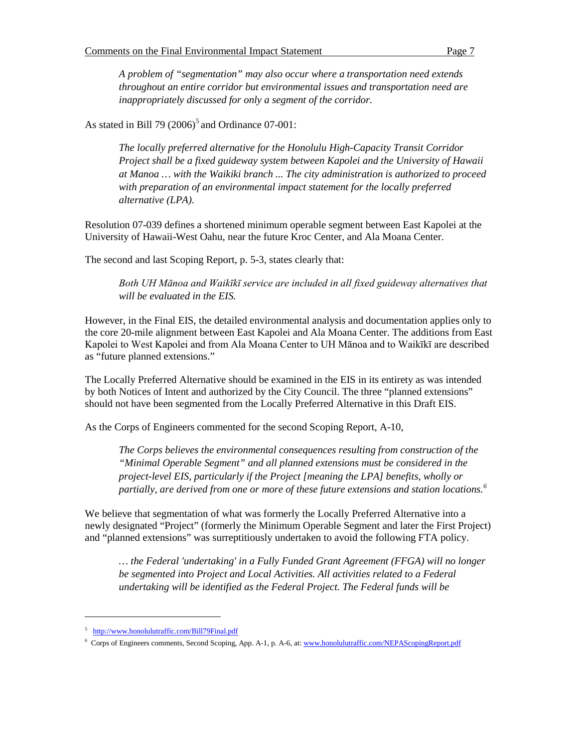> *A problem of "segmentation" may also occur where a transportation need extends throughout an entire corridor but environmental issues and transportation need are inappropriately discussed for only a segment of the corridor.*

As stated in Bill 79 (2006)[5] and Ordinance 07-001:

> *The locally preferred alternative for the Honolulu High-Capacity Transit Corridor Project shall be a fixed guideway system between Kapolei and the University of Hawaii at Manoa … with the Waikiki branch ... The city administration is authorized to proceed with preparation of an environmental impact statement for the locally preferred alternative (LPA).*

Resolution 07-039 defines a shortened minimum operable segment between East Kapolei at the University of Hawaii-West Oahu, near the future Kroc Center, and Ala Moana Center.

The second and last Scoping Report, p. 5-3, states clearly that:

> *Both UH Mānoa and Waikīkī service are included in all fixed guideway alternatives that will be evaluated in the EIS.*

However, in the Final EIS, the detailed environmental analysis and documentation applies only to the core 20-mile alignment between East Kapolei and Ala Moana Center. The additions from East Kapolei to West Kapolei and from Ala Moana Center to UH Mānoa and to Waikīkī are described as "future planned extensions."

The Locally Preferred Alternative should be examined in the EIS in its entirety as was intended by both Notices of Intent and authorized by the City Council. The three "planned extensions" should not have been segmented from the Locally Preferred Alternative in this Draft EIS.

As the Corps of Engineers commented for the second Scoping Report, A-10,

> *The Corps believes the environmental consequences resulting from construction of the "Minimal Operable Segment" and all planned extensions must be considered in the project-level EIS, particularly if the Project [meaning the LPA] benefits, wholly or partially, are derived from one or more of these future extensions and station locations.*[6]

We believe that segmentation of what was formerly the Locally Preferred Alternative into a newly designated "Project" (formerly the Minimum Operable Segment and later the First Project) and "planned extensions" was surreptitiously undertaken to avoid the following FTA policy.

> *… the Federal 'undertaking' in a Fully Funded Grant Agreement (FFGA) will no longer be segmented into Project and Local Activities. All activities related to a Federal undertaking will be identified as the Federal Project. The Federal funds will be*

---

[5] http://www.honolulutraffic.com/Bill79Final.pdf

[6] Corps of Engineers comments, Second Scoping, App. A-1, p. A-6, at: www.honolulutraffic.com/NEPAScopingReport.pdf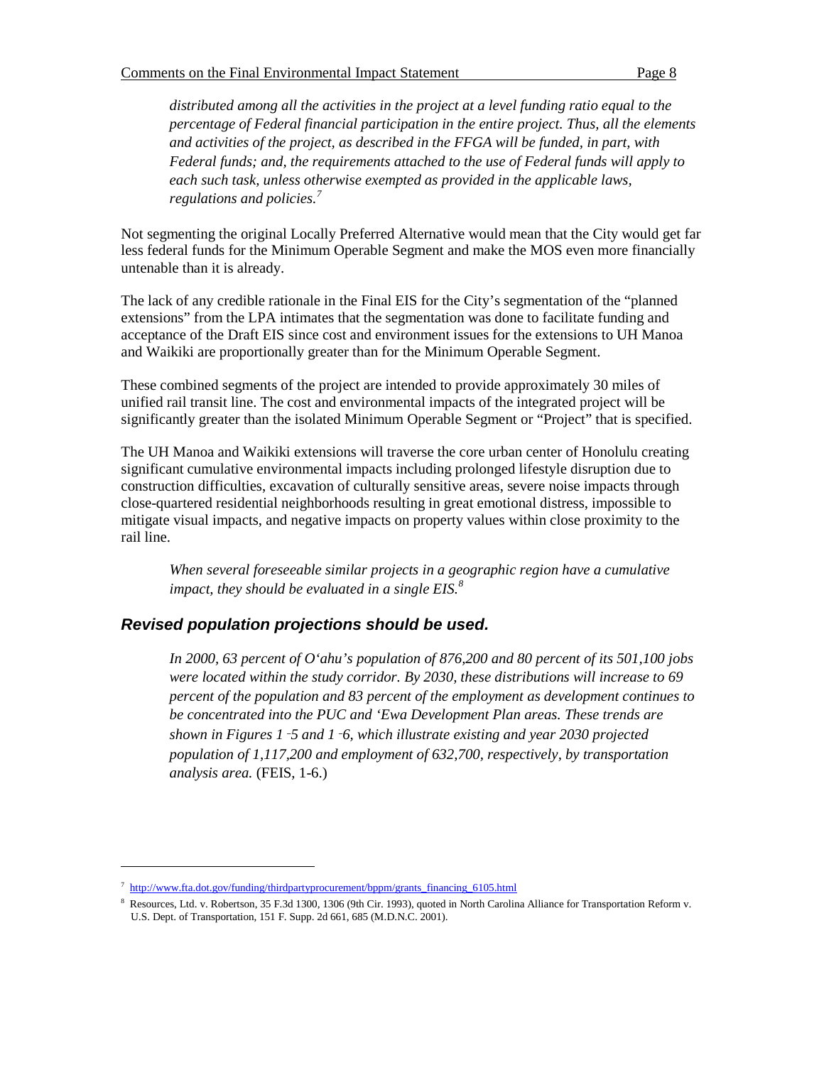*distributed among all the activities in the project at a level funding ratio equal to the percentage of Federal financial participation in the entire project. Thus, all the elements and activities of the project, as described in the FFGA will be funded, in part, with Federal funds; and, the requirements attached to the use of Federal funds will apply to each such task, unless otherwise exempted as provided in the applicable laws, regulations and policies.*[7]

Not segmenting the original Locally Preferred Alternative would mean that the City would get far less federal funds for the Minimum Operable Segment and make the MOS even more financially untenable than it is already.

The lack of any credible rationale in the Final EIS for the City's segmentation of the "planned extensions" from the LPA intimates that the segmentation was done to facilitate funding and acceptance of the Draft EIS since cost and environment issues for the extensions to UH Manoa and Waikiki are proportionally greater than for the Minimum Operable Segment.

These combined segments of the project are intended to provide approximately 30 miles of unified rail transit line. The cost and environmental impacts of the integrated project will be significantly greater than the isolated Minimum Operable Segment or "Project" that is specified.

The UH Manoa and Waikiki extensions will traverse the core urban center of Honolulu creating significant cumulative environmental impacts including prolonged lifestyle disruption due to construction difficulties, excavation of culturally sensitive areas, severe noise impacts through close-quartered residential neighborhoods resulting in great emotional distress, impossible to mitigate visual impacts, and negative impacts on property values within close proximity to the rail line.

*When several foreseeable similar projects in a geographic region have a cumulative impact, they should be evaluated in a single EIS.*[8]

## ***Revised population projections should be used.***

*In 2000, 63 percent of O'ahu's population of 876,200 and 80 percent of its 501,100 jobs were located within the study corridor. By 2030, these distributions will increase to 69 percent of the population and 83 percent of the employment as development continues to be concentrated into the PUC and 'Ewa Development Plan areas. These trends are shown in Figures 1‑5 and 1‑6, which illustrate existing and year 2030 projected population of 1,117,200 and employment of 632,700, respectively, by transportation analysis area.* (FEIS, 1-6.)

---

[7] http://www.fta.dot.gov/funding/thirdpartyprocurement/bppm/grants_financing_6105.html

[8] Resources, Ltd. v. Robertson, 35 F.3d 1300, 1306 (9th Cir. 1993), quoted in North Carolina Alliance for Transportation Reform v. U.S. Dept. of Transportation, 151 F. Supp. 2d 661, 685 (M.D.N.C. 2001).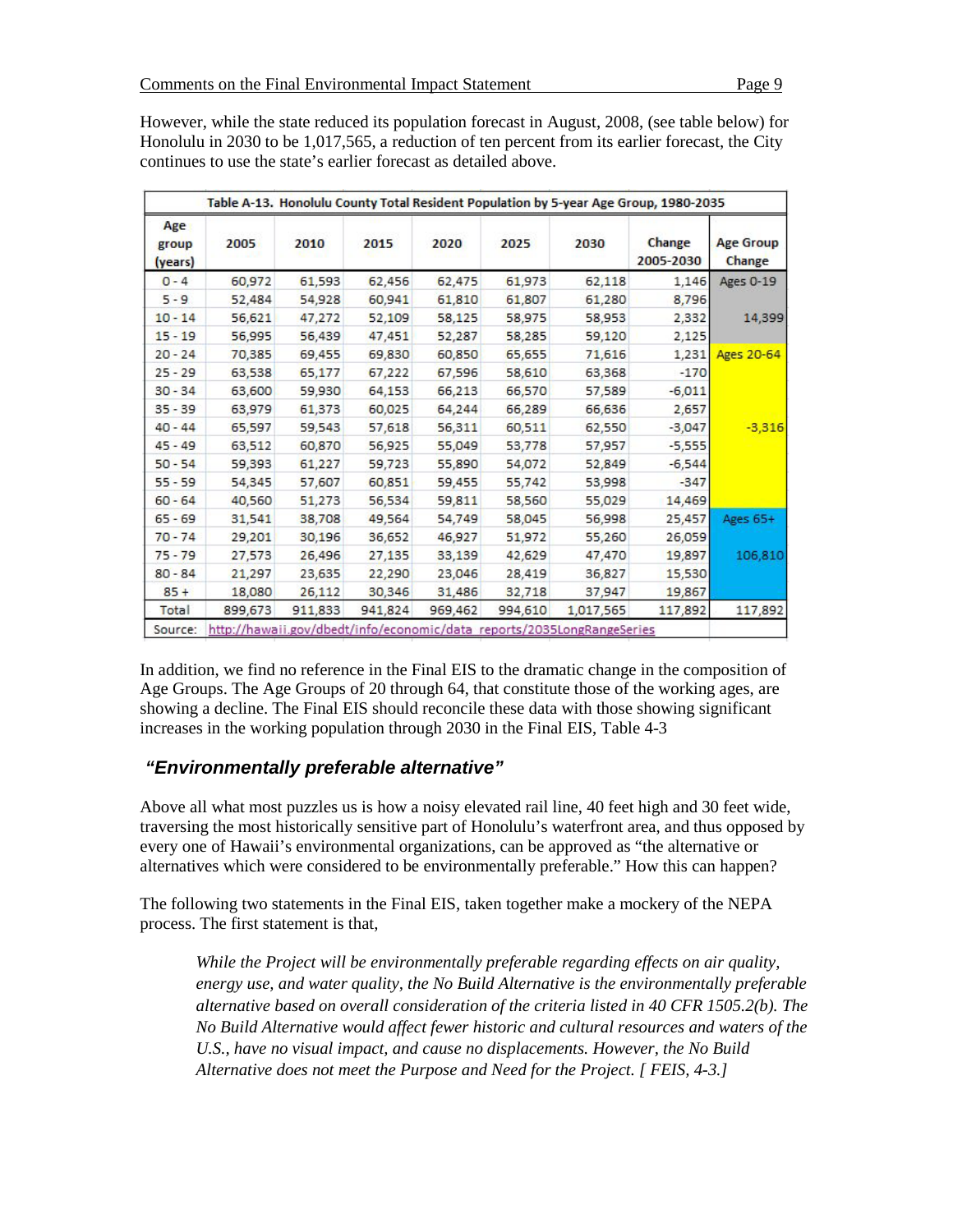However, while the state reduced its population forecast in August, 2008, (see table below) for Honolulu in 2030 to be 1,017,565, a reduction of ten percent from its earlier forecast, the City continues to use the state's earlier forecast as detailed above.

| Table A-13. Honolulu County Total Resident Population by 5-year Age Group, 1980-2035 | | | | | | | | |
|---|---|---|---|---|---|---|---|---|
| Age group (years) | 2005 | 2010 | 2015 | 2020 | 2025 | 2030 | Change 2005-2030 | Age Group Change |
| 0 - 4 | 60,972 | 61,593 | 62,456 | 62,475 | 61,973 | 62,118 | 1,146 | Ages 0-19 |
| 5 - 9 | 52,484 | 54,928 | 60,941 | 61,810 | 61,807 | 61,280 | 8,796 | |
| 10 - 14 | 56,621 | 47,272 | 52,109 | 58,125 | 58,975 | 58,953 | 2,332 | 14,399 |
| 15 - 19 | 56,995 | 56,439 | 47,451 | 52,287 | 58,285 | 59,120 | 2,125 | |
| 20 - 24 | 70,385 | 69,455 | 69,830 | 60,850 | 65,655 | 71,616 | 1,231 | Ages 20-64 |
| 25 - 29 | 63,538 | 65,177 | 67,222 | 67,596 | 58,610 | 63,368 | -170 | |
| 30 - 34 | 63,600 | 59,930 | 64,153 | 66,213 | 66,570 | 57,589 | -6,011 | |
| 35 - 39 | 63,979 | 61,373 | 60,025 | 64,244 | 66,289 | 66,636 | 2,657 | |
| 40 - 44 | 65,597 | 59,543 | 57,618 | 56,311 | 60,511 | 62,550 | -3,047 | -3,316 |
| 45 - 49 | 63,512 | 60,870 | 56,925 | 55,049 | 53,778 | 57,957 | -5,555 | |
| 50 - 54 | 59,393 | 61,227 | 59,723 | 55,890 | 54,072 | 52,849 | -6,544 | |
| 55 - 59 | 54,345 | 57,607 | 60,851 | 59,455 | 55,742 | 53,998 | -347 | |
| 60 - 64 | 40,560 | 51,273 | 56,534 | 59,811 | 58,560 | 55,029 | 14,469 | |
| 65 - 69 | 31,541 | 38,708 | 49,564 | 54,749 | 58,045 | 56,998 | 25,457 | Ages 65+ |
| 70 - 74 | 29,201 | 30,196 | 36,652 | 46,927 | 51,972 | 55,260 | 26,059 | |
| 75 - 79 | 27,573 | 26,496 | 27,135 | 33,139 | 42,629 | 47,470 | 19,897 | 106,810 |
| 80 - 84 | 21,297 | 23,635 | 22,290 | 23,046 | 28,419 | 36,827 | 15,530 | |
| 85 + | 18,080 | 26,112 | 30,346 | 31,486 | 32,718 | 37,947 | 19,867 | |
| Total | 899,673 | 911,833 | 941,824 | 969,462 | 994,610 | 1,017,565 | 117,892 | 117,892 |
| Source: | http://hawaii.gov/dbedt/info/economic/data_reports/2035LongRangeSeries | | | | | | | |

In addition, we find no reference in the Final EIS to the dramatic change in the composition of Age Groups. The Age Groups of 20 through 64, that constitute those of the working ages, are showing a decline. The Final EIS should reconcile these data with those showing significant increases in the working population through 2030 in the Final EIS, Table 4-3

## *"Environmentally preferable alternative"*

Above all what most puzzles us is how a noisy elevated rail line, 40 feet high and 30 feet wide, traversing the most historically sensitive part of Honolulu's waterfront area, and thus opposed by every one of Hawaii's environmental organizations, can be approved as "the alternative or alternatives which were considered to be environmentally preferable." How this can happen?

The following two statements in the Final EIS, taken together make a mockery of the NEPA process. The first statement is that,

> *While the Project will be environmentally preferable regarding effects on air quality, energy use, and water quality, the No Build Alternative is the environmentally preferable alternative based on overall consideration of the criteria listed in 40 CFR 1505.2(b). The No Build Alternative would affect fewer historic and cultural resources and waters of the U.S., have no visual impact, and cause no displacements. However, the No Build Alternative does not meet the Purpose and Need for the Project. [ FEIS, 4-3.]*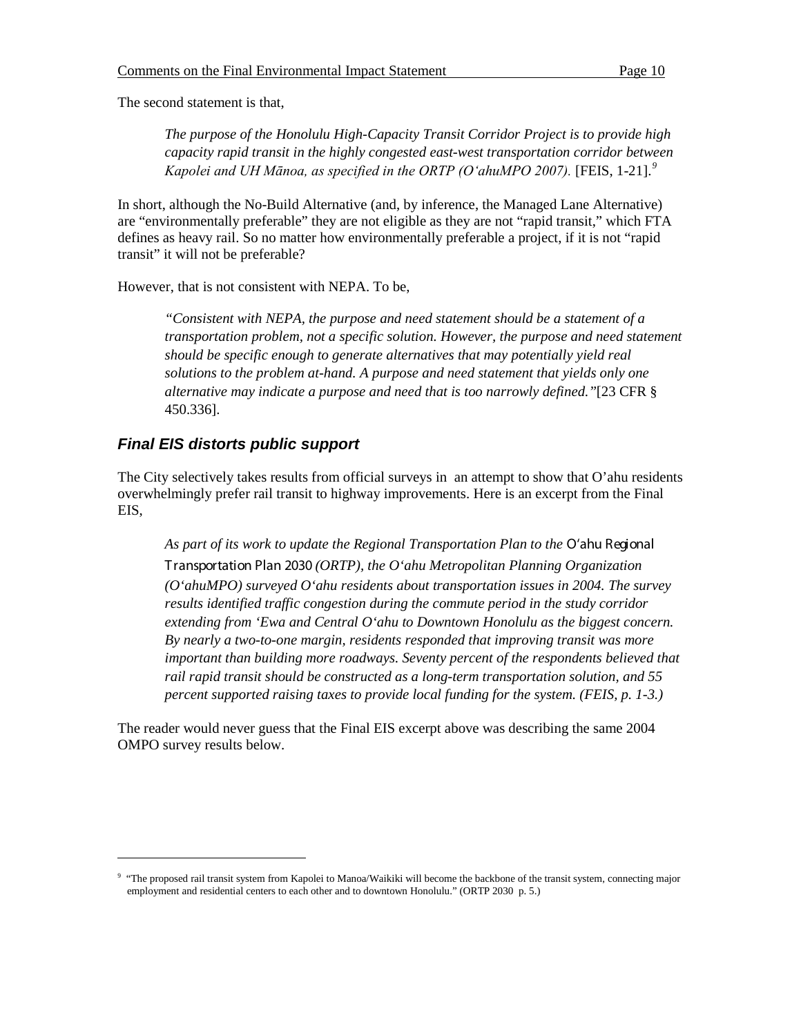The second statement is that,

> *The purpose of the Honolulu High-Capacity Transit Corridor Project is to provide high capacity rapid transit in the highly congested east-west transportation corridor between Kapolei and UH Mānoa, as specified in the ORTP (O'ahuMPO 2007).* [FEIS, 1-21].[9]

In short, although the No-Build Alternative (and, by inference, the Managed Lane Alternative) are "environmentally preferable" they are not eligible as they are not "rapid transit," which FTA defines as heavy rail. So no matter how environmentally preferable a project, if it is not "rapid transit" it will not be preferable?

However, that is not consistent with NEPA. To be,

> *"Consistent with NEPA, the purpose and need statement should be a statement of a transportation problem, not a specific solution. However, the purpose and need statement should be specific enough to generate alternatives that may potentially yield real solutions to the problem at-hand. A purpose and need statement that yields only one alternative may indicate a purpose and need that is too narrowly defined."*[23 CFR § 450.336].

## ***Final EIS distorts public support***

The City selectively takes results from official surveys in an attempt to show that O'ahu residents overwhelmingly prefer rail transit to highway improvements. Here is an excerpt from the Final EIS,

> *As part of its work to update the Regional Transportation Plan to the* O'ahu Regional Transportation Plan 2030 *(ORTP), the O'ahu Metropolitan Planning Organization (O'ahuMPO) surveyed O'ahu residents about transportation issues in 2004. The survey results identified traffic congestion during the commute period in the study corridor extending from 'Ewa and Central O'ahu to Downtown Honolulu as the biggest concern. By nearly a two-to-one margin, residents responded that improving transit was more important than building more roadways. Seventy percent of the respondents believed that rail rapid transit should be constructed as a long-term transportation solution, and 55 percent supported raising taxes to provide local funding for the system. (FEIS, p. 1-3.)*

The reader would never guess that the Final EIS excerpt above was describing the same 2004 OMPO survey results below.

---

[9] "The proposed rail transit system from Kapolei to Manoa/Waikiki will become the backbone of the transit system, connecting major employment and residential centers to each other and to downtown Honolulu." (ORTP 2030 p. 5.)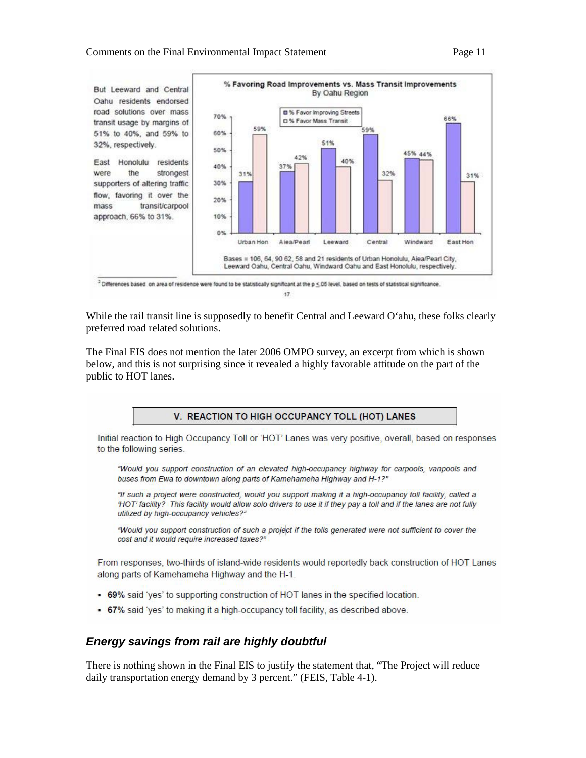But Leeward and Central Oahu residents endorsed road solutions over mass transit usage by margins of 51% to 40%, and 59% to 32%, respectively.

East Honolulu residents were the strongest supporters of altering traffic flow, favoring it over the mass transit/carpool approach, 66% to 31%.

**% Favoring Road Improvements vs. Mass Transit Improvements**
By Oahu Region

| | Urban Hon | Aiea/Pearl | Leeward | Central | Windward | East Hon |
|---|---|---|---|---|---|---|
| % Favor Improving Streets | 31% | 37% | 51% | 59% | 45% | 66% |
| % Favor Mass Transit | 59% | 42% | 40% | 32% | 44% | 31% |

Bases = 106, 64, 90 62, 58 and 21 residents of Urban Honolulu, Aiea/Pearl City, Leeward Oahu, Central Oahu, Windward Oahu and East Honolulu, respectively.

[3] Differences based on area of residence were found to be statistically significant at the $p \leq .05$ level, based on tests of statistical significance.

17

While the rail transit line is supposedly to benefit Central and Leeward Oʻahu, these folks clearly preferred road related solutions.

The Final EIS does not mention the later 2006 OMPO survey, an excerpt from which is shown below, and this is not surprising since it revealed a highly favorable attitude on the part of the public to HOT lanes.

**V. REACTION TO HIGH OCCUPANCY TOLL (HOT) LANES**

Initial reaction to High Occupancy Toll or 'HOT' Lanes was very positive, overall, based on responses to the following series.

> *"Would you support construction of an elevated high-occupancy highway for carpools, vanpools and buses from Ewa to downtown along parts of Kamehameha Highway and H-1?"*
>
> *"If such a project were constructed, would you support making it a high-occupancy toll facility, called a 'HOT' facility? This facility would allow solo drivers to use it if they pay a toll and if the lanes are not fully utilized by high-occupancy vehicles?"*
>
> *"Would you support construction of such a project if the tolls generated were not sufficient to cover the cost and it would require increased taxes?"*

From responses, two-thirds of island-wide residents would reportedly back construction of HOT Lanes along parts of Kamehameha Highway and the H-1.

- **69%** said 'yes' to supporting construction of HOT lanes in the specified location.
- **67%** said 'yes' to making it a high-occupancy toll facility, as described above.

## *Energy savings from rail are highly doubtful*

There is nothing shown in the Final EIS to justify the statement that, "The Project will reduce daily transportation energy demand by 3 percent." (FEIS, Table 4-1).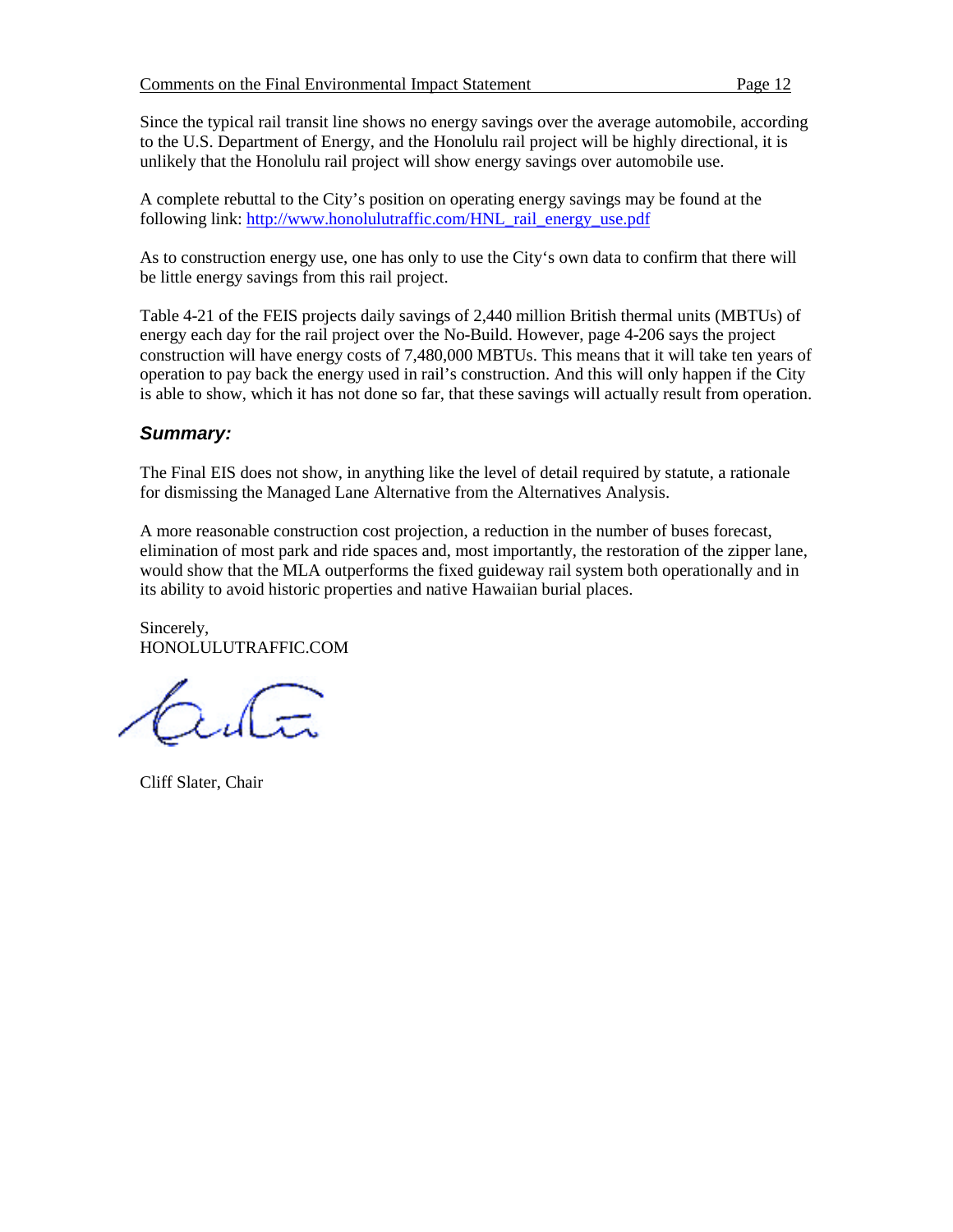Since the typical rail transit line shows no energy savings over the average automobile, according to the U.S. Department of Energy, and the Honolulu rail project will be highly directional, it is unlikely that the Honolulu rail project will show energy savings over automobile use.

A complete rebuttal to the City's position on operating energy savings may be found at the following link: http://www.honolulutraffic.com/HNL_rail_energy_use.pdf

As to construction energy use, one has only to use the City's own data to confirm that there will be little energy savings from this rail project.

Table 4-21 of the FEIS projects daily savings of 2,440 million British thermal units (MBTUs) of energy each day for the rail project over the No-Build. However, page 4-206 says the project construction will have energy costs of 7,480,000 MBTUs. This means that it will take ten years of operation to pay back the energy used in rail's construction. And this will only happen if the City is able to show, which it has not done so far, that these savings will actually result from operation.

## *Summary:*

The Final EIS does not show, in anything like the level of detail required by statute, a rationale for dismissing the Managed Lane Alternative from the Alternatives Analysis.

A more reasonable construction cost projection, a reduction in the number of buses forecast, elimination of most park and ride spaces and, most importantly, the restoration of the zipper lane, would show that the MLA outperforms the fixed guideway rail system both operationally and in its ability to avoid historic properties and native Hawaiian burial places.

Sincerely,
HONOLULUTRAFFIC.COM

Cliff Slater, Chair